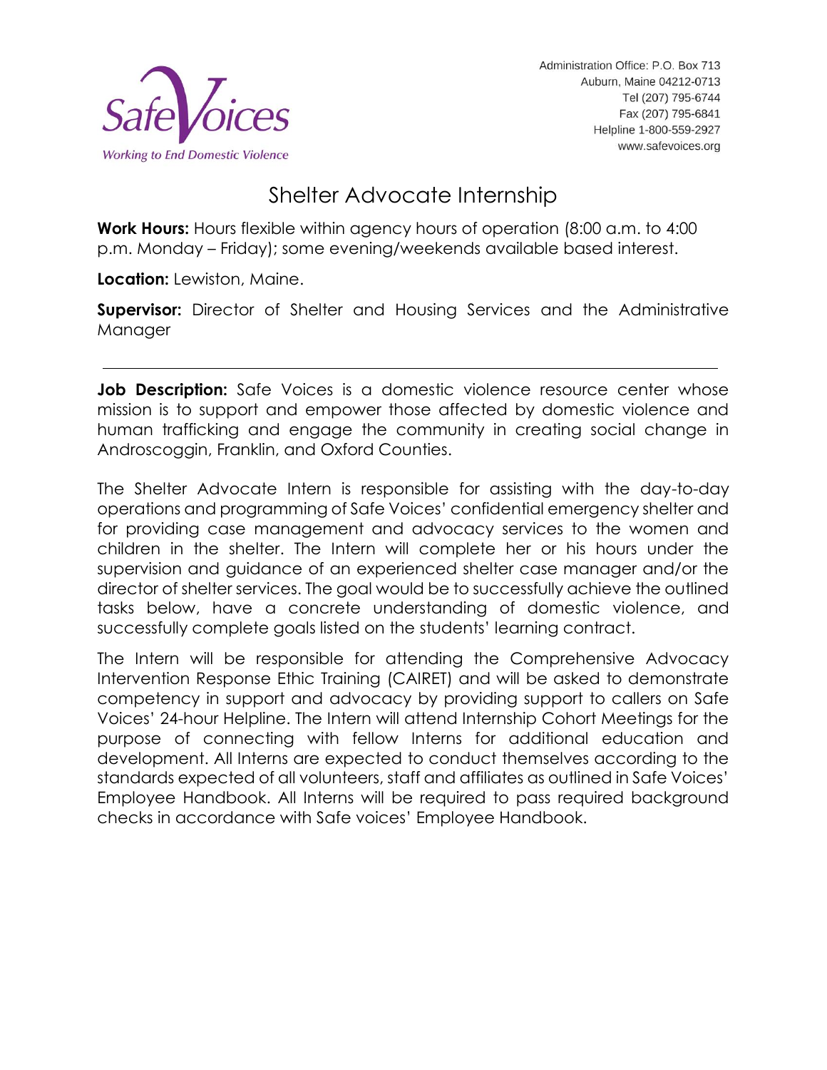Safe Voices
*Working to End Domestic Violence*

Administration Office: P.O. Box 713
Auburn, Maine 04212-0713
Tel (207) 795-6744
Fax (207) 795-6841
Helpline 1-800-559-2927
www.safevoices.org

# Shelter Advocate Internship

**Work Hours:** Hours flexible within agency hours of operation (8:00 a.m. to 4:00 p.m. Monday – Friday); some evening/weekends available based interest.

**Location:** Lewiston, Maine.

**Supervisor:** Director of Shelter and Housing Services and the Administrative Manager

---

**Job Description:** Safe Voices is a domestic violence resource center whose mission is to support and empower those affected by domestic violence and human trafficking and engage the community in creating social change in Androscoggin, Franklin, and Oxford Counties.

The Shelter Advocate Intern is responsible for assisting with the day-to-day operations and programming of Safe Voices' confidential emergency shelter and for providing case management and advocacy services to the women and children in the shelter. The Intern will complete her or his hours under the supervision and guidance of an experienced shelter case manager and/or the director of shelter services. The goal would be to successfully achieve the outlined tasks below, have a concrete understanding of domestic violence, and successfully complete goals listed on the students' learning contract.

The Intern will be responsible for attending the Comprehensive Advocacy Intervention Response Ethic Training (CAIRET) and will be asked to demonstrate competency in support and advocacy by providing support to callers on Safe Voices' 24-hour Helpline. The Intern will attend Internship Cohort Meetings for the purpose of connecting with fellow Interns for additional education and development. All Interns are expected to conduct themselves according to the standards expected of all volunteers, staff and affiliates as outlined in Safe Voices' Employee Handbook. All Interns will be required to pass required background checks in accordance with Safe voices' Employee Handbook.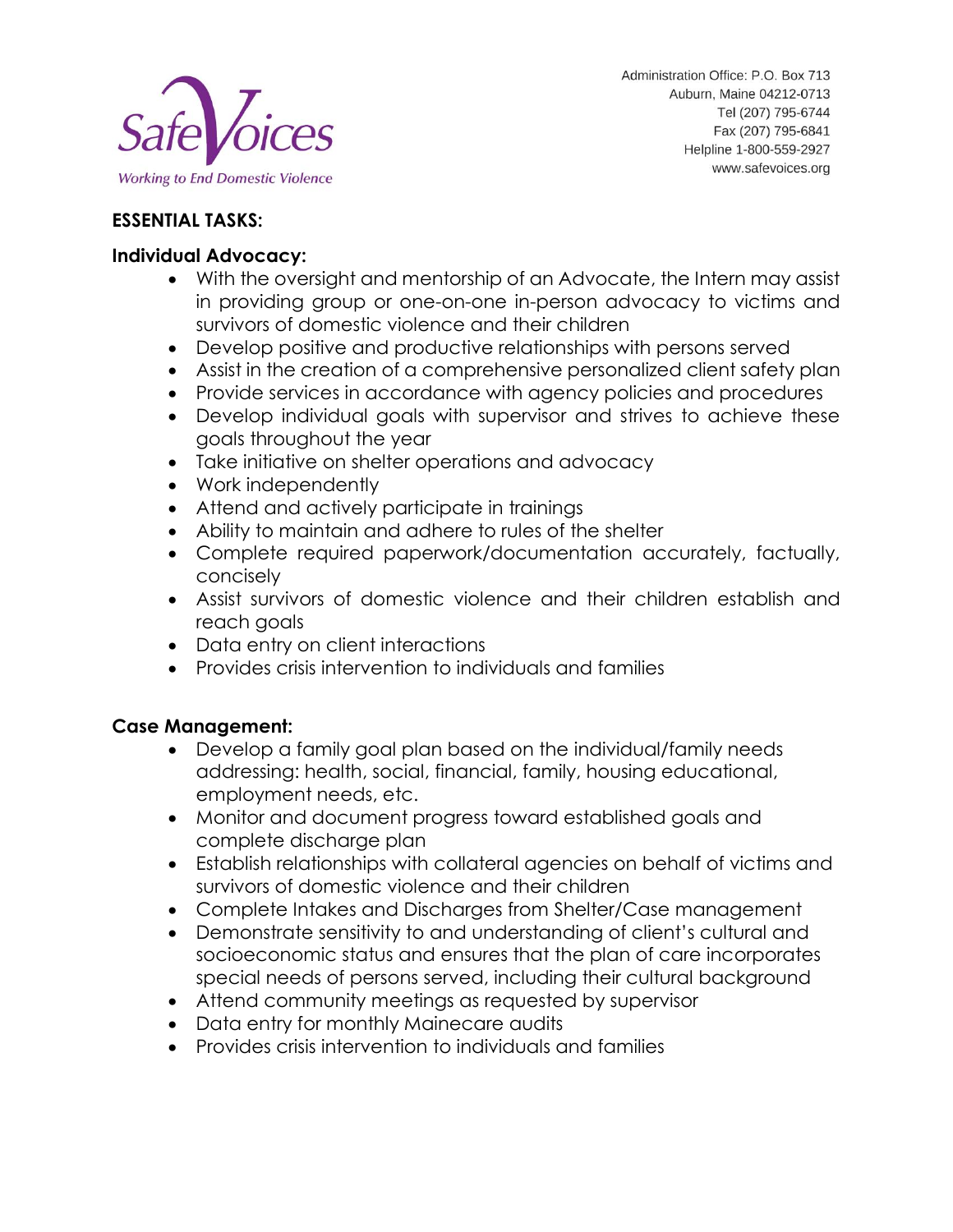## ESSENTIAL TASKS:

### Individual Advocacy:

- With the oversight and mentorship of an Advocate, the Intern may assist in providing group or one-on-one in-person advocacy to victims and survivors of domestic violence and their children
- Develop positive and productive relationships with persons served
- Assist in the creation of a comprehensive personalized client safety plan
- Provide services in accordance with agency policies and procedures
- Develop individual goals with supervisor and strives to achieve these goals throughout the year
- Take initiative on shelter operations and advocacy
- Work independently
- Attend and actively participate in trainings
- Ability to maintain and adhere to rules of the shelter
- Complete required paperwork/documentation accurately, factually, concisely
- Assist survivors of domestic violence and their children establish and reach goals
- Data entry on client interactions
- Provides crisis intervention to individuals and families

### Case Management:

- Develop a family goal plan based on the individual/family needs addressing: health, social, financial, family, housing educational, employment needs, etc.
- Monitor and document progress toward established goals and complete discharge plan
- Establish relationships with collateral agencies on behalf of victims and survivors of domestic violence and their children
- Complete Intakes and Discharges from Shelter/Case management
- Demonstrate sensitivity to and understanding of client's cultural and socioeconomic status and ensures that the plan of care incorporates special needs of persons served, including their cultural background
- Attend community meetings as requested by supervisor
- Data entry for monthly Mainecare audits
- Provides crisis intervention to individuals and families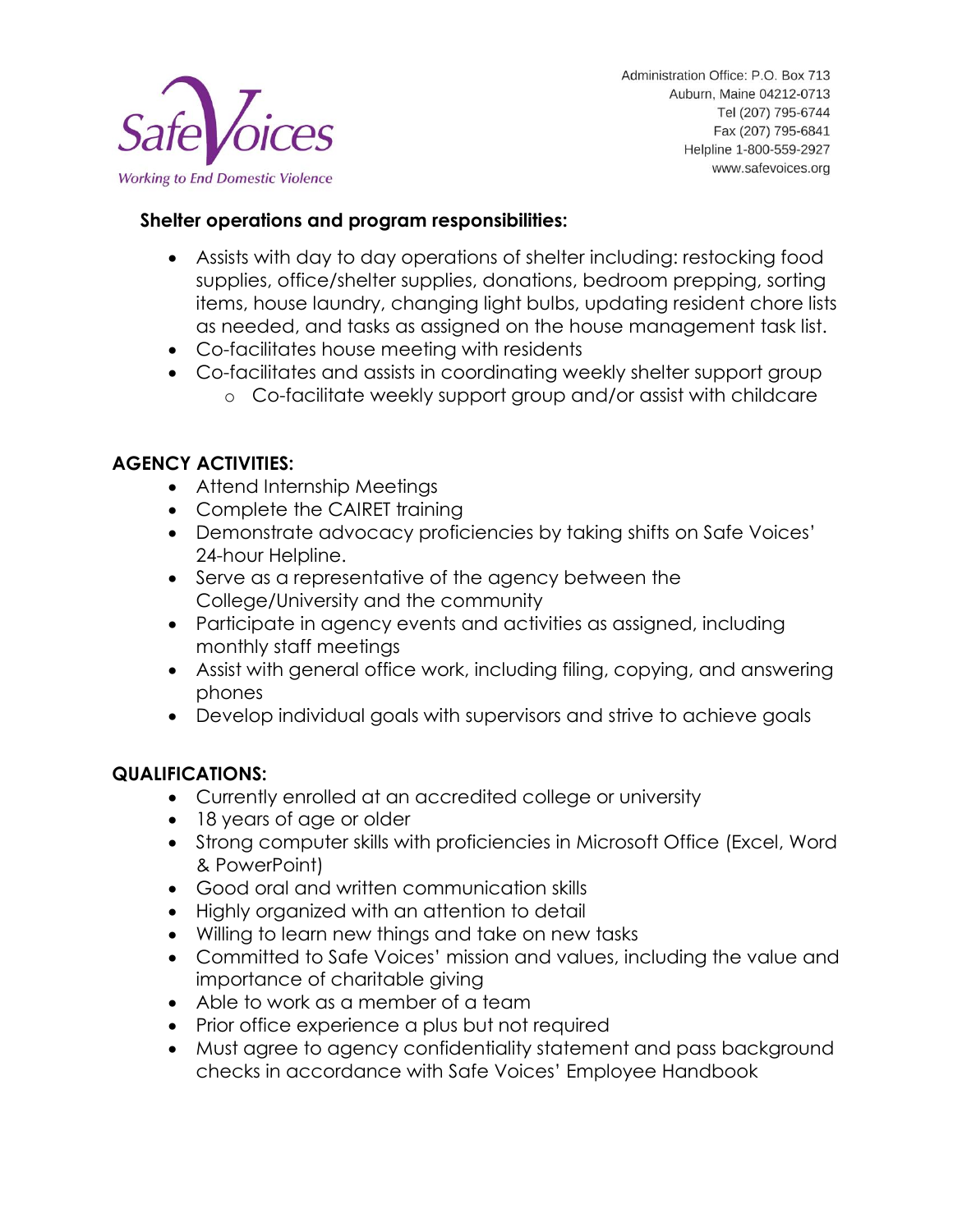**Shelter operations and program responsibilities:**

- Assists with day to day operations of shelter including: restocking food supplies, office/shelter supplies, donations, bedroom prepping, sorting items, house laundry, changing light bulbs, updating resident chore lists as needed, and tasks as assigned on the house management task list.
- Co-facilitates house meeting with residents
- Co-facilitates and assists in coordinating weekly shelter support group
  - Co-facilitate weekly support group and/or assist with childcare

**AGENCY ACTIVITIES:**

- Attend Internship Meetings
- Complete the CAIRET training
- Demonstrate advocacy proficiencies by taking shifts on Safe Voices' 24-hour Helpline.
- Serve as a representative of the agency between the College/University and the community
- Participate in agency events and activities as assigned, including monthly staff meetings
- Assist with general office work, including filing, copying, and answering phones
- Develop individual goals with supervisors and strive to achieve goals

**QUALIFICATIONS:**

- Currently enrolled at an accredited college or university
- 18 years of age or older
- Strong computer skills with proficiencies in Microsoft Office (Excel, Word & PowerPoint)
- Good oral and written communication skills
- Highly organized with an attention to detail
- Willing to learn new things and take on new tasks
- Committed to Safe Voices' mission and values, including the value and importance of charitable giving
- Able to work as a member of a team
- Prior office experience a plus but not required
- Must agree to agency confidentiality statement and pass background checks in accordance with Safe Voices' Employee Handbook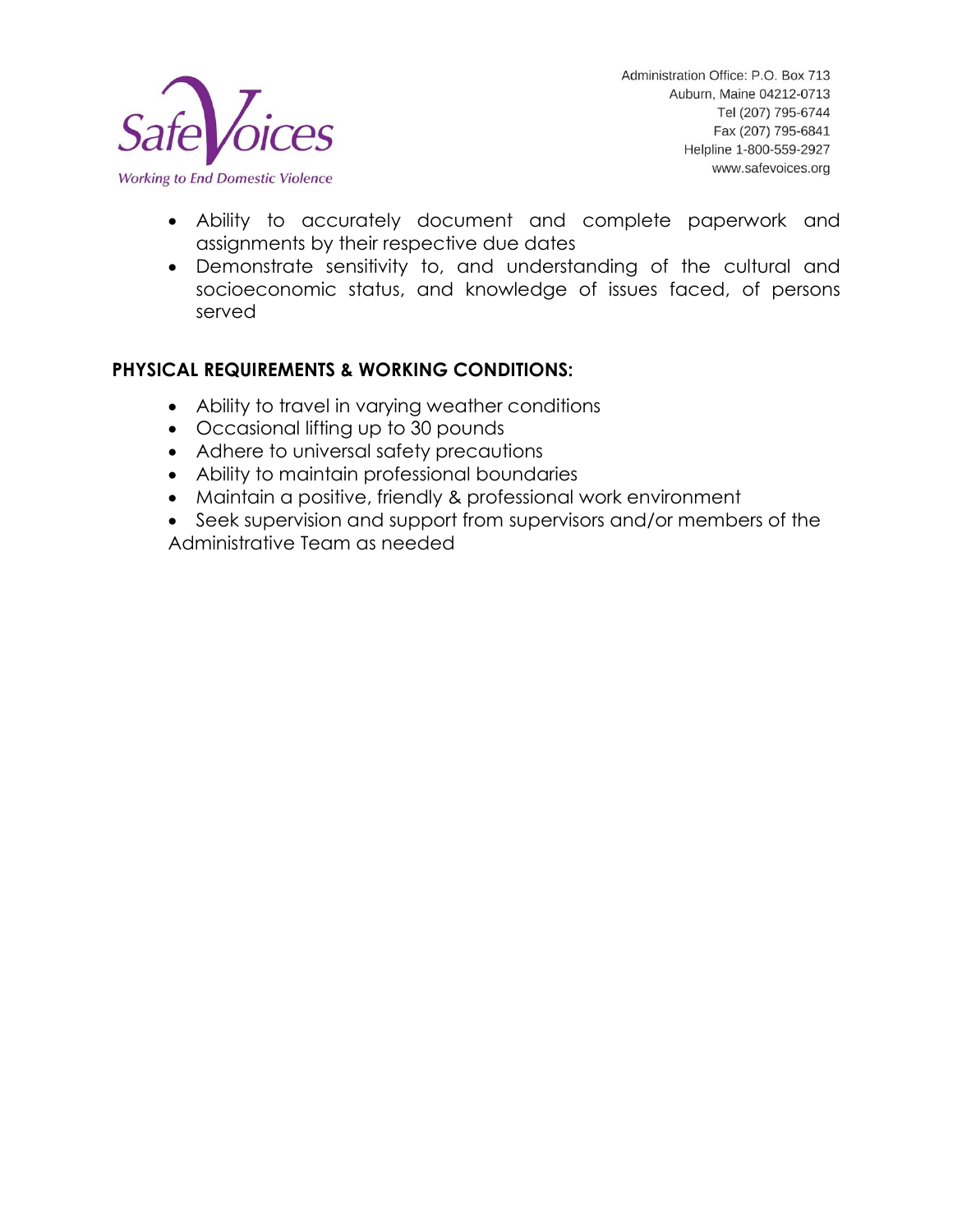- Ability to accurately document and complete paperwork and assignments by their respective due dates
- Demonstrate sensitivity to, and understanding of the cultural and socioeconomic status, and knowledge of issues faced, of persons served

**PHYSICAL REQUIREMENTS & WORKING CONDITIONS:**

- Ability to travel in varying weather conditions
- Occasional lifting up to 30 pounds
- Adhere to universal safety precautions
- Ability to maintain professional boundaries
- Maintain a positive, friendly & professional work environment
- Seek supervision and support from supervisors and/or members of the Administrative Team as needed